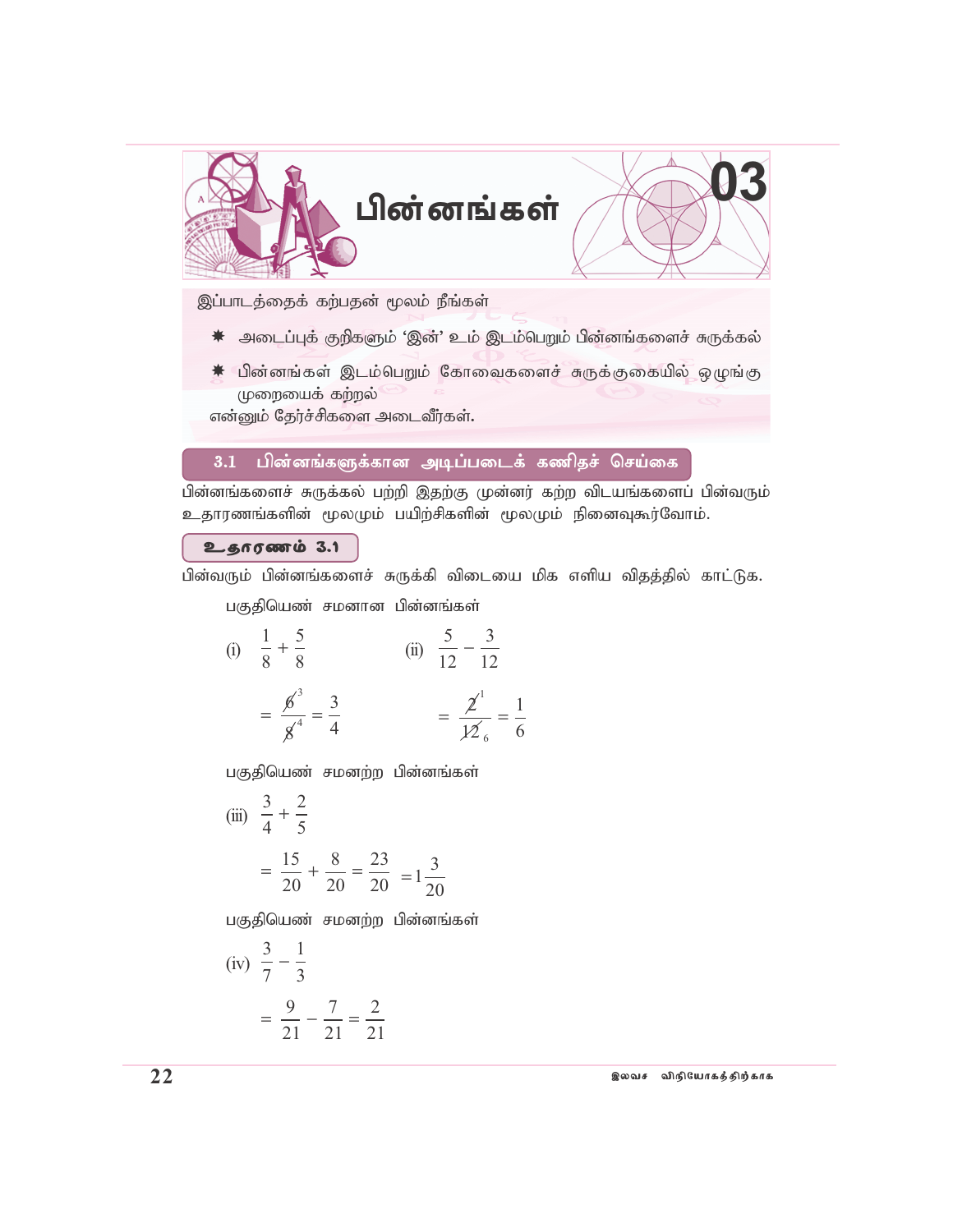# 03 பின்னங்கள்

இப்பாடத்தைக் கற்பதன் மூலம் நீங்கள்

- அடைப்புக் குறிகளும் 'இன்' உம் இடம்பெறும் பின்னங்களைச் சுருக்கல்
- பின்னங்கள் இடம்பெறும் கோவைகளைச் சுருக்குகையில் ஒழுங்கு முறையைக் கற்றல்

என்னும் தேர்ச்சிகளை அடைவீர்கள்.

## 3.1 பின்னங்களுக்கான அடிப்படைக் கணிதச் செய்கை

பின்னங்களைச் சுருக்கல் பற்றி இதற்கு முன்னர் கற்ற விடயங்களைப் பின்வரும் உதாரணங்களின் மூலமும் பயிற்சிகளின் மூலமும் நினைவுகூர்வோம்.

### உதாரணம் 3.1

பின்வரும் பின்னங்களைச் சுருக்கி விடையை மிக எளிய விதத்தில் காட்டுக.

பகுதியெண் சமனான பின்னங்கள்

(i) $\frac{1}{8} + \frac{5}{8}$

$= \frac{\cancel{6}^{3}}{\cancel{8}_{4}} = \frac{3}{4}$

(ii) $\frac{5}{12} - \frac{3}{12}$

$= \frac{\cancel{2}^{1}}{\cancel{12}_{6}} = \frac{1}{6}$

பகுதியெண் சமனற்ற பின்னங்கள்

(iii) $\frac{3}{4} + \frac{2}{5}$

$= \frac{15}{20} + \frac{8}{20} = \frac{23}{20} = 1\frac{3}{20}$

பகுதியெண் சமனற்ற பின்னங்கள்

(iv) $\frac{3}{7} - \frac{1}{3}$

$= \frac{9}{21} - \frac{7}{21} = \frac{2}{21}$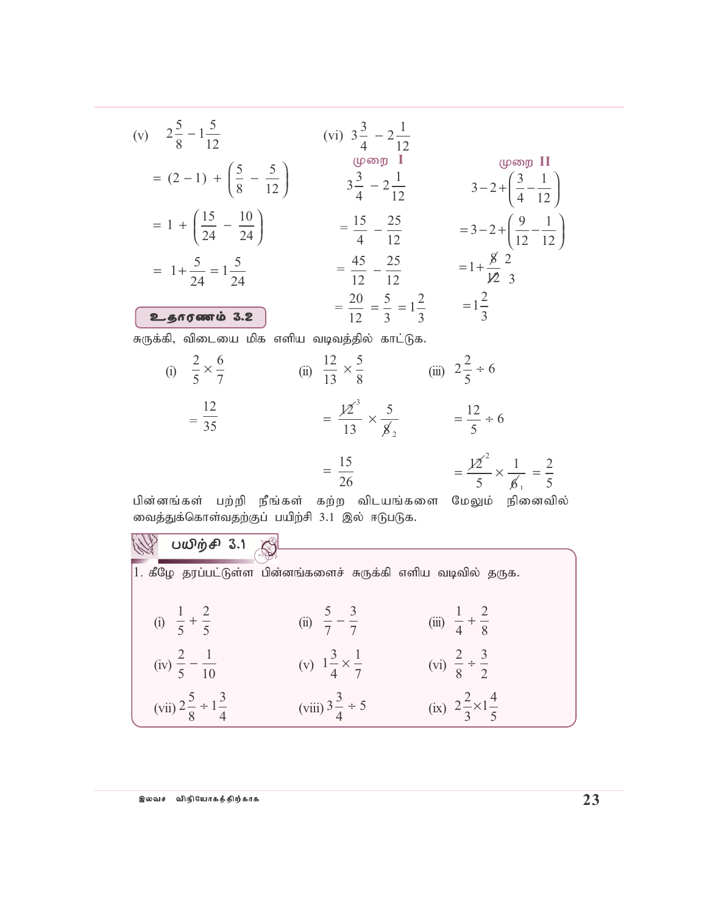(v) $2\frac{5}{8} - 1\frac{5}{12}$

$= (2-1) + \left(\frac{5}{8} - \frac{5}{12}\right)$

$= 1 + \left(\frac{15}{24} - \frac{10}{24}\right)$

$= 1 + \frac{5}{24} = 1\frac{5}{24}$

(vi) $3\frac{3}{4} - 2\frac{1}{12}$

முறை I

$3\frac{3}{4} - 2\frac{1}{12}$

$= \frac{15}{4} - \frac{25}{12}$

$= \frac{45}{12} - \frac{25}{12}$

$= \frac{20}{12} = \frac{5}{3} = 1\frac{2}{3}$

முறை II

$3 - 2 + \left(\frac{3}{4} - \frac{1}{12}\right)$

$= 3 - 2 + \left(\frac{9}{12} - \frac{1}{12}\right)$

$= 1 + \frac{\cancel{8}^{2}}{\cancel{12}_{3}}$

$= 1\frac{2}{3}$

**உதாரணம் 3.2**

சுருக்கி, விடையை மிக எளிய வடிவத்தில் காட்டுக.

(i) $\frac{2}{5} \times \frac{6}{7}$

$= \frac{12}{35}$

(ii) $\frac{12}{13} \times \frac{5}{8}$

$= \frac{\cancel{12}^{3}}{13} \times \frac{5}{\cancel{8}_{2}}$

$= \frac{15}{26}$

(iii) $2\frac{2}{5} \div 6$

$= \frac{12}{5} \div 6$

$= \frac{\cancel{12}^{2}}{5} \times \frac{1}{\cancel{6}_{1}} = \frac{2}{5}$

பின்னங்கள் பற்றி நீங்கள் கற்ற விடயங்களை மேலும் நினைவில் வைத்துக்கொள்வதற்குப் பயிற்சி 3.1 இல் ஈடுபடுக.

## பயிற்சி 3.1

1. கீழே தரப்பட்டுள்ள பின்னங்களைச் சுருக்கி எளிய வடிவில் தருக.

(i) $\frac{1}{5} + \frac{2}{5}$ (ii) $\frac{5}{7} - \frac{3}{7}$ (iii) $\frac{1}{4} + \frac{2}{8}$

(iv) $\frac{2}{5} - \frac{1}{10}$ (v) $1\frac{3}{4} \times \frac{1}{7}$ (vi) $\frac{2}{8} \div \frac{3}{2}$

(vii) $2\frac{5}{8} \div 1\frac{3}{4}$ (viii) $3\frac{3}{4} \div 5$ (ix) $2\frac{2}{3} \times 1\frac{4}{5}$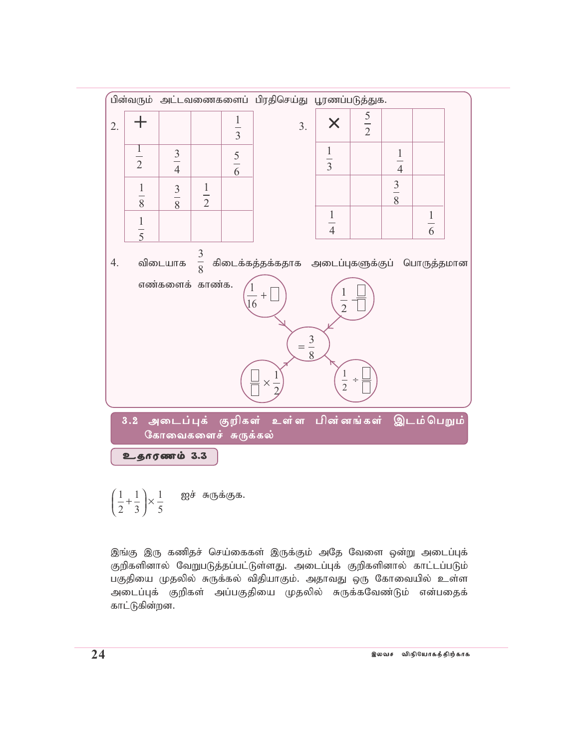பின்வரும் அட்டவணைகளைப் பிரதிசெய்து பூரணப்படுத்துக.

2.

| + | | | $\frac{1}{3}$ |
|---|---|---|---|
| $\frac{1}{2}$ | $\frac{3}{4}$ | | $\frac{5}{6}$ |
| $\frac{1}{8}$ | $\frac{3}{8}$ | $\frac{1}{2}$ | |
| $\frac{1}{5}$ | | | |

3.

| × | $\frac{5}{2}$ | | |
|---|---|---|---|
| $\frac{1}{3}$ | | $\frac{1}{4}$ | |
| | | $\frac{3}{8}$ | |
| $\frac{1}{4}$ | | | $\frac{1}{6}$ |

4. விடையாக $\frac{3}{8}$ கிடைக்கத்தக்கதாக அடைப்புகளுக்குப் பொருத்தமான எண்களைக் காண்க.

$\frac{1}{16} + \square$ , $\frac{1}{2} - \frac{\square}{\square}$ , $\frac{\square}{\square} \times \frac{1}{2}$ , $\frac{1}{2} \div \frac{\square}{\square}$ $= \frac{3}{8}$

## 3.2 அடைப்புக் குறிகள் உள்ள பின்னங்கள் இடம்பெறும் கோவைகளைச் சுருக்கல்

**உதாரணம் 3.3**

$\left(\frac{1}{2}+\frac{1}{3}\right)\times\frac{1}{5}$ ஐச் சுருக்குக.

இங்கு இரு கணிதச் செய்கைகள் இருக்கும் அதே வேளை ஒன்று அடைப்புக் குறிகளினால் வேறுபடுத்தப்பட்டுள்ளது. அடைப்புக் குறிகளினால் காட்டப்படும் பகுதியை முதலில் சுருக்கல் விதியாகும். அதாவது ஒரு கோவையில் உள்ள அடைப்புக் குறிகள் அப்பகுதியை முதலில் சுருக்கவேண்டும் என்பதைக் காட்டுகின்றன.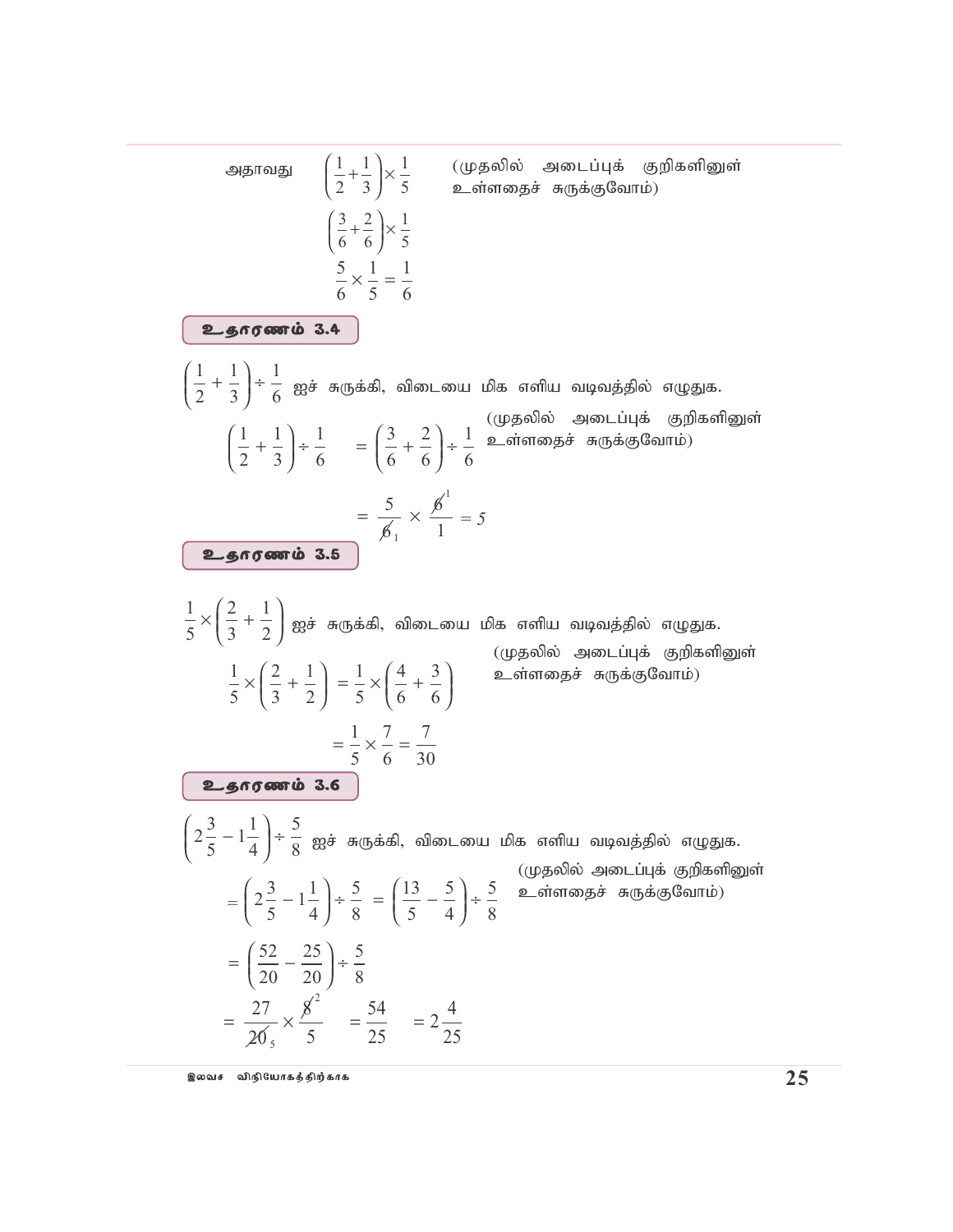அதாவது $\left(\frac{1}{2}+\frac{1}{3}\right)\times\frac{1}{5}$ (முதலில் அடைப்புக் குறிகளினுள் உள்ளதைச் சுருக்குவோம்)

$$\left(\frac{3}{6}+\frac{2}{6}\right)\times\frac{1}{5}$$

$$\frac{5}{6}\times\frac{1}{5}=\frac{1}{6}$$

### உதாரணம் 3.4

$\left(\frac{1}{2}+\frac{1}{3}\right)\div\frac{1}{6}$ ஐச் சுருக்கி, விடையை மிக எளிய வடிவத்தில் எழுதுக.

$$\left(\frac{1}{2}+\frac{1}{3}\right)\div\frac{1}{6} = \left(\frac{3}{6}+\frac{2}{6}\right)\div\frac{1}{6}$$

(முதலில் அடைப்புக் குறிகளினுள் உள்ளதைச் சுருக்குவோம்)

$$= \frac{5}{\cancel{6}_1}\times\frac{\cancel{6}^1}{1} = 5$$

### உதாரணம் 3.5

$\frac{1}{5}\times\left(\frac{2}{3}+\frac{1}{2}\right)$ ஐச் சுருக்கி, விடையை மிக எளிய வடிவத்தில் எழுதுக.

$$\frac{1}{5}\times\left(\frac{2}{3}+\frac{1}{2}\right) = \frac{1}{5}\times\left(\frac{4}{6}+\frac{3}{6}\right)$$

(முதலில் அடைப்புக் குறிகளினுள் உள்ளதைச் சுருக்குவோம்)

$$=\frac{1}{5}\times\frac{7}{6}=\frac{7}{30}$$

### உதாரணம் 3.6

$\left(2\frac{3}{5}-1\frac{1}{4}\right)\div\frac{5}{8}$ ஐச் சுருக்கி, விடையை மிக எளிய வடிவத்தில் எழுதுக.

$$=\left(2\frac{3}{5}-1\frac{1}{4}\right)\div\frac{5}{8} = \left(\frac{13}{5}-\frac{5}{4}\right)\div\frac{5}{8}$$

(முதலில் அடைப்புக் குறிகளினுள் உள்ளதைச் சுருக்குவோம்)

$$=\left(\frac{52}{20}-\frac{25}{20}\right)\div\frac{5}{8}$$

$$=\frac{27}{\cancel{20}_5}\times\frac{\cancel{8}^2}{5} = \frac{54}{25} = 2\frac{4}{25}$$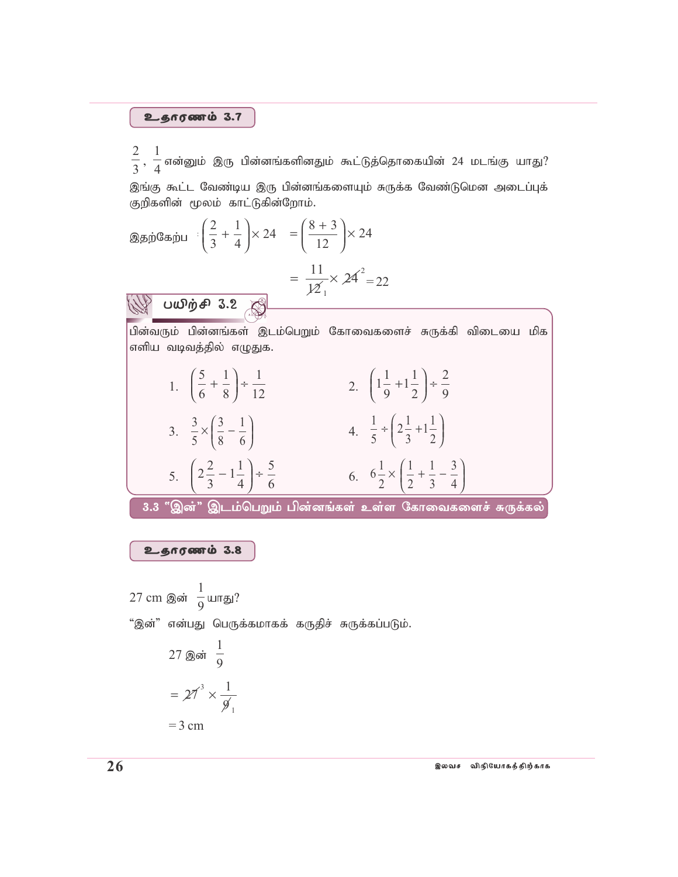**உதாரணம் 3.7**

$\frac{2}{3}$, $\frac{1}{4}$ என்னும் இரு பின்னங்களினதும் கூட்டுத்தொகையின் 24 மடங்கு யாது?

இங்கு கூட்ட வேண்டிய இரு பின்னங்களையும் சுருக்க வேண்டுமென அடைப்புக் குறிகளின் மூலம் காட்டுகின்றோம்.

இதற்கேற்ப $\left(\frac{2}{3}+\frac{1}{4}\right)\times 24 = \left(\frac{8+3}{12}\right)\times 24$

$$= \frac{11}{\cancel{12}_1}\times \cancel{24}^2 = 22$$

**பயிற்சி 3.2**

பின்வரும் பின்னங்கள் இடம்பெறும் கோவைகளைச் சுருக்கி விடையை மிக எளிய வடிவத்தில் எழுதுக.

1. $\left(\frac{5}{6}+\frac{1}{8}\right)\div\frac{1}{12}$
2. $\left(1\frac{1}{9}+1\frac{1}{2}\right)\div\frac{2}{9}$
3. $\frac{3}{5}\times\left(\frac{3}{8}-\frac{1}{6}\right)$
4. $\frac{1}{5}\div\left(2\frac{1}{3}+1\frac{1}{2}\right)$
5. $\left(2\frac{2}{3}-1\frac{1}{4}\right)\div\frac{5}{6}$
6. $6\frac{1}{2}\times\left(\frac{1}{2}+\frac{1}{3}-\frac{3}{4}\right)$

## 3.3 "இன்" இடம்பெறும் பின்னங்கள் உள்ள கோவைகளைச் சுருக்கல்

**உதாரணம் 3.8**

27 cm இன் $\frac{1}{9}$ யாது?

"இன்" என்பது பெருக்கமாகக் கருதிச் சுருக்கப்படும்.

27 இன் $\frac{1}{9}$

$= \cancel{27}^3 \times \frac{1}{\cancel{9}_1}$

$= 3$ cm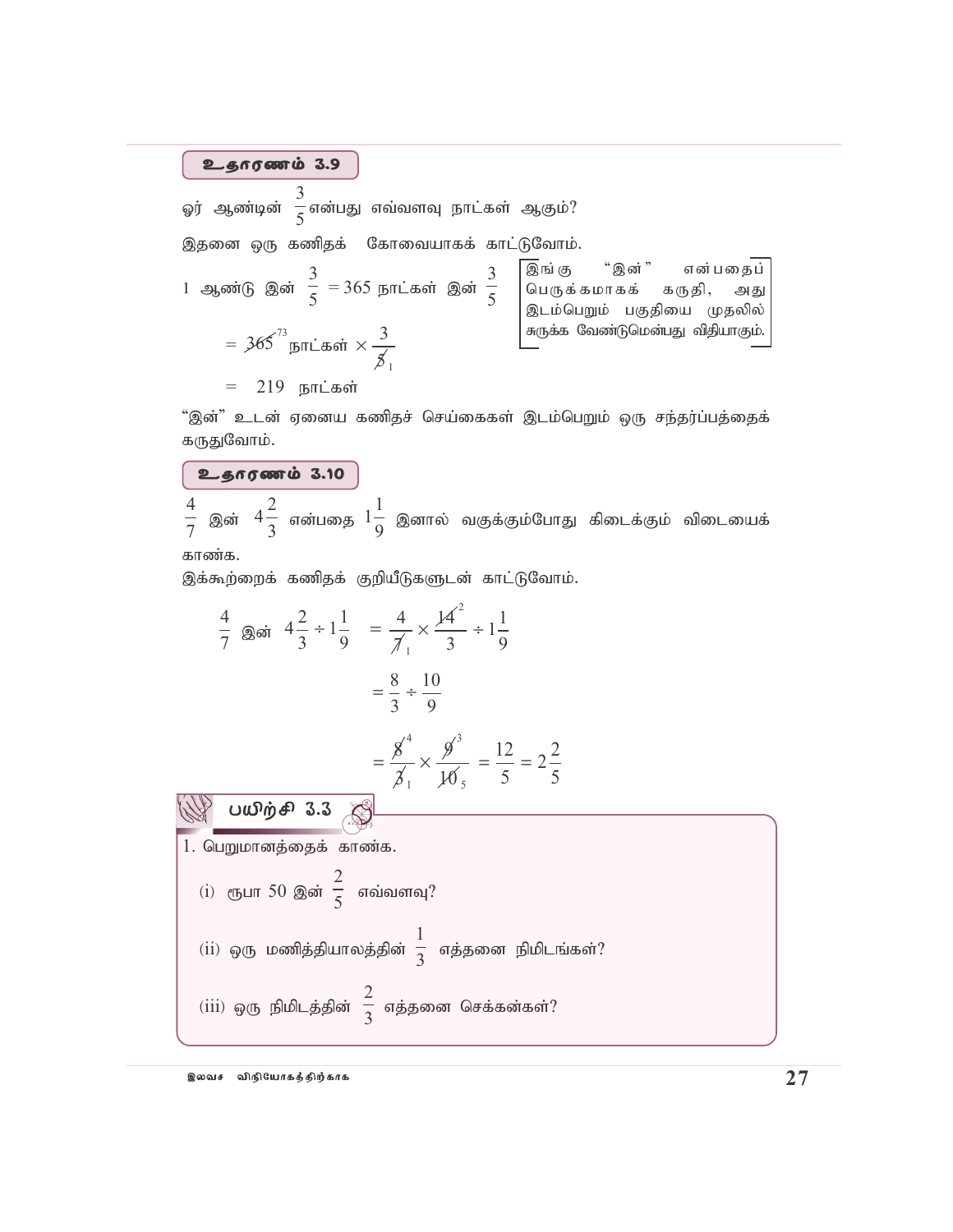### உதாரணம் 3.9

ஓர் ஆண்டின் $\frac{3}{5}$ என்பது எவ்வளவு நாட்கள் ஆகும்?

இதனை ஒரு கணிதக் கோவையாகக் காட்டுவோம்.

> இங்கு "இன்" என்பதைப் பெருக்கமாகக் கருதி, அது இடம்பெறும் பகுதியை முதலில் சுருக்க வேண்டுமென்பது விதியாகும்.

1 ஆண்டு இன் $\frac{3}{5}$ = 365 நாட்கள் இன் $\frac{3}{5}$

$= \cancel{365}^{73}$ நாட்கள் $\times \frac{3}{\cancel{5}_1}$

$=$ 219 நாட்கள்

"இன்" உடன் ஏனைய கணிதச் செய்கைகள் இடம்பெறும் ஒரு சந்தர்ப்பத்தைக் கருதுவோம்.

### உதாரணம் 3.10

$\frac{4}{7}$ இன் $4\frac{2}{3}$ என்பதை $1\frac{1}{9}$ இனால் வகுக்கும்போது கிடைக்கும் விடையைக் காண்க.

இக்கூற்றைக் கணிதக் குறியீடுகளுடன் காட்டுவோம்.

$$\frac{4}{7} \text{ இன் } 4\frac{2}{3} \div 1\frac{1}{9} = \frac{4}{\cancel{7}_1} \times \frac{\cancel{14}^2}{3} \div 1\frac{1}{9}$$

$$= \frac{8}{3} \div \frac{10}{9}$$

$$= \frac{\cancel{8}^4}{\cancel{3}_1} \times \frac{\cancel{9}^3}{\cancel{10}_5} = \frac{12}{5} = 2\frac{2}{5}$$

### பயிற்சி 3.3

1. பெறுமானத்தைக் காண்க.

   (i) ரூபா 50 இன் $\frac{2}{5}$ எவ்வளவு?

   (ii) ஒரு மணித்தியாலத்தின் $\frac{1}{3}$ எத்தனை நிமிடங்கள்?

   (iii) ஒரு நிமிடத்தின் $\frac{2}{3}$ எத்தனை செக்கன்கள்?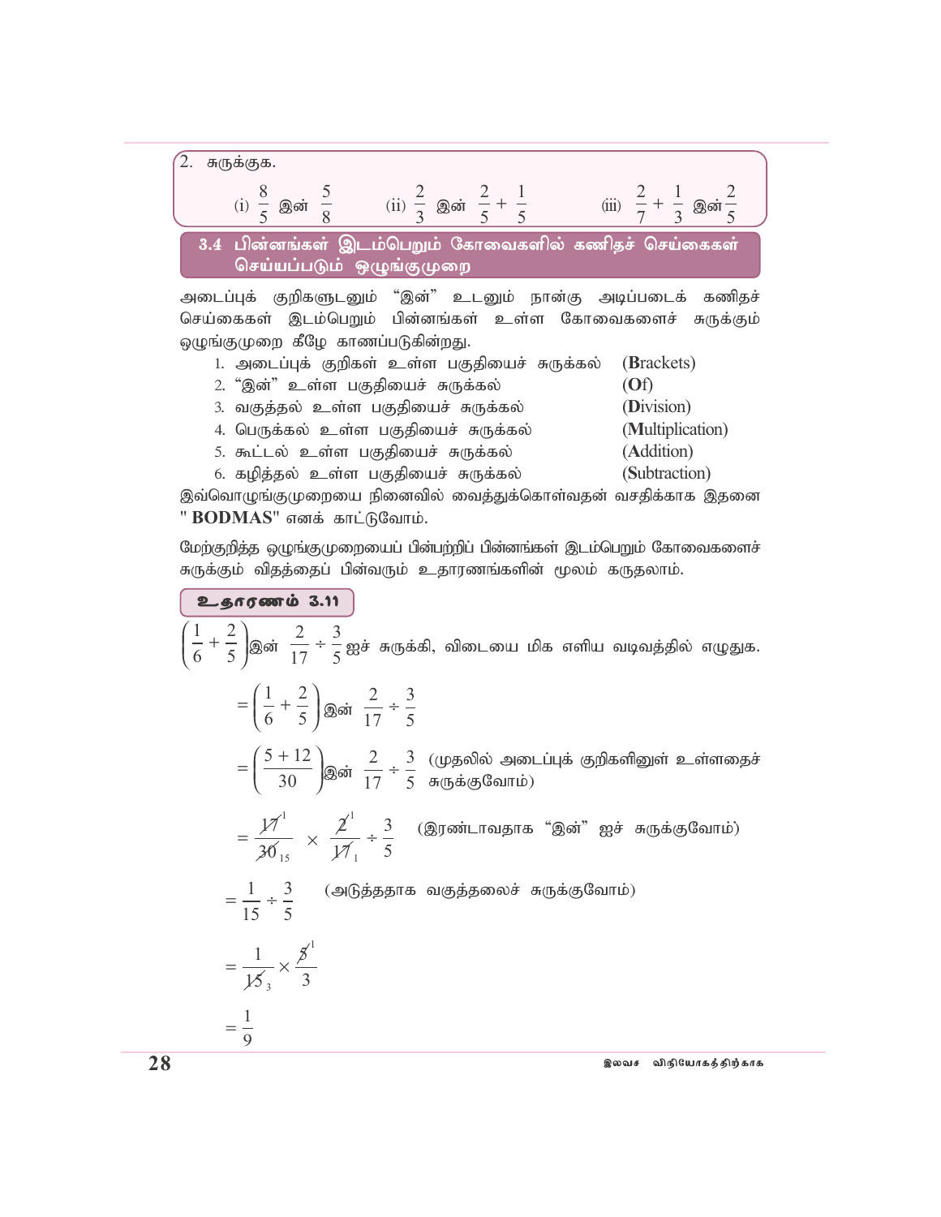2. சுருக்குக.

(i) $\frac{8}{5}$ இன் $\frac{5}{8}$ (ii) $\frac{2}{3}$ இன் $\frac{2}{5} + \frac{1}{5}$ (iii) $\frac{2}{7} + \frac{1}{3}$ இன் $\frac{2}{5}$

## 3.4 பின்னங்கள் இடம்பெறும் கோவைகளில் கணிதச் செய்கைகள் செய்யப்படும் ஒழுங்குமுறை

அடைப்புக் குறிகளுடனும் "இன்" உடனும் நான்கு அடிப்படைக் கணிதச் செய்கைகள் இடம்பெறும் பின்னங்கள் உள்ள கோவைகளைச் சுருக்கும் ஒழுங்குமுறை கீழே காணப்படுகின்றது.

1. அடைப்புக் குறிகள் உள்ள பகுதியைச் சுருக்கல் (**B**rackets)
2. "இன்" உள்ள பகுதியைச் சுருக்கல் (**O**f)
3. வகுத்தல் உள்ள பகுதியைச் சுருக்கல் (**D**ivision)
4. பெருக்கல் உள்ள பகுதியைச் சுருக்கல் (**M**ultiplication)
5. கூட்டல் உள்ள பகுதியைச் சுருக்கல் (**A**ddition)
6. கழித்தல் உள்ள பகுதியைச் சுருக்கல் (**S**ubtraction)

இவ்வொழுங்குமுறையை நினைவில் வைத்துக்கொள்வதன் வசதிக்காக இதனை "**BODMAS**" எனக் காட்டுவோம்.

மேற்குறித்த ஒழுங்குமுறையைப் பின்பற்றிப் பின்னங்கள் இடம்பெறும் கோவைகளைச் சுருக்கும் விதத்தைப் பின்வரும் உதாரணங்களின் மூலம் கருதலாம்.

### உதாரணம் 3.11

$\left(\frac{1}{6} + \frac{2}{5}\right)$ இன் $\frac{2}{17} \div \frac{3}{5}$ ஐச் சுருக்கி, விடையை மிக எளிய வடிவத்தில் எழுதுக.

$= \left(\frac{1}{6} + \frac{2}{5}\right)$ இன் $\frac{2}{17} \div \frac{3}{5}$

$= \left(\frac{5+12}{30}\right)$ இன் $\frac{2}{17} \div \frac{3}{5}$ (முதலில் அடைப்புக் குறிகளினுள் உள்ளதைச் சுருக்குவோம்)

$= \frac{\cancel{17}^{1}}{\cancel{30}_{15}} \times \frac{\cancel{2}^{1}}{\cancel{17}_{1}} \div \frac{3}{5}$ (இரண்டாவதாக "இன்" ஐச் சுருக்குவோம்)

$= \frac{1}{15} \div \frac{3}{5}$ (அடுத்ததாக வகுத்தலைச் சுருக்குவோம்)

$= \frac{1}{\cancel{15}_{3}} \times \frac{\cancel{5}^{1}}{3}$

$= \frac{1}{9}$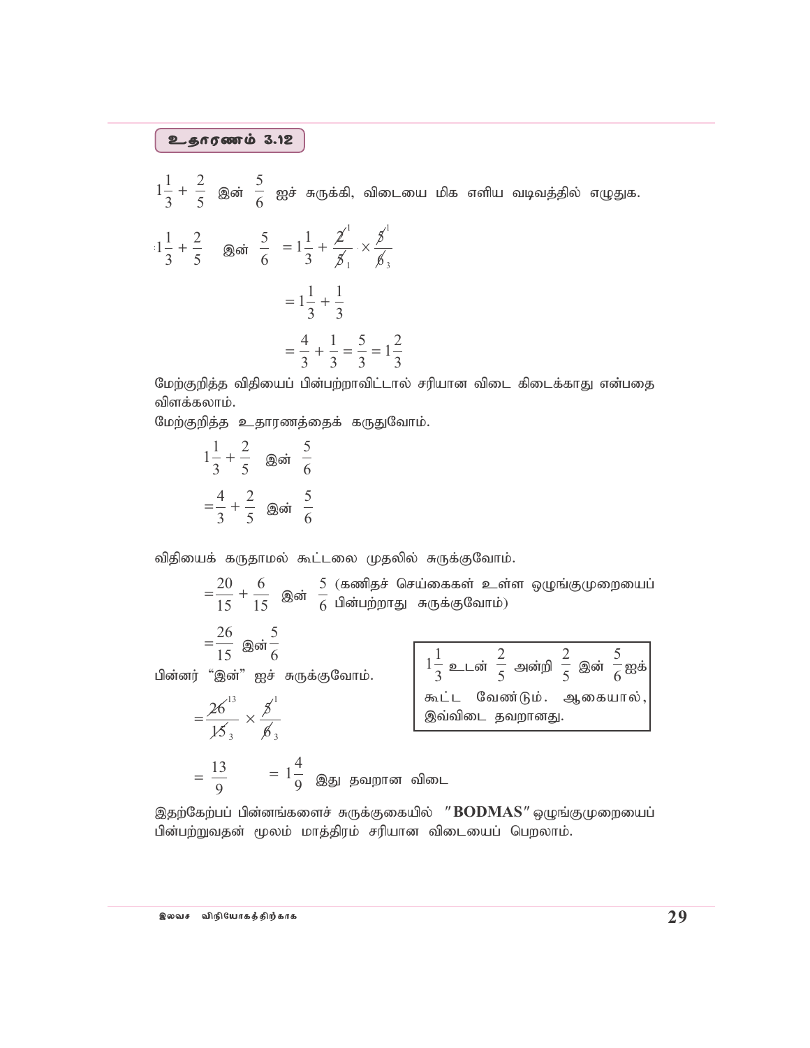**உதாரணம் 3.12**

$1\frac{1}{3} + \frac{2}{5}$ இன் $\frac{5}{6}$ ஐச் சுருக்கி, விடையை மிக எளிய வடிவத்தில் எழுதுக.

$$1\frac{1}{3} + \frac{2}{5} \text{ இன் } \frac{5}{6} = 1\frac{1}{3} + \frac{\cancel{2}^{1}}{\cancel{5}_{1}} \times \frac{\cancel{5}^{1}}{\cancel{6}_{3}}$$

$$= 1\frac{1}{3} + \frac{1}{3}$$

$$= \frac{4}{3} + \frac{1}{3} = \frac{5}{3} = 1\frac{2}{3}$$

மேற்குறித்த விதியைப் பின்பற்றாவிட்டால் சரியான விடை கிடைக்காது என்பதை விளக்கலாம்.

மேற்குறித்த உதாரணத்தைக் கருதுவோம்.

$$1\frac{1}{3} + \frac{2}{5} \text{ இன் } \frac{5}{6}$$

$$= \frac{4}{3} + \frac{2}{5} \text{ இன் } \frac{5}{6}$$

விதியைக் கருதாமல் கூட்டலை முதலில் சுருக்குவோம்.

$$= \frac{20}{15} + \frac{6}{15} \text{ இன் } \frac{5}{6}$$ (கணிதச் செய்கைகள் உள்ள ஒழுங்குமுறையைப் பின்பற்றாது சுருக்குவோம்)

$$= \frac{26}{15} \text{ இன் } \frac{5}{6}$$

பின்னர் "இன்" ஐச் சுருக்குவோம்.

$$= \frac{\cancel{26}^{13}}{\cancel{15}_{3}} \times \frac{\cancel{5}^{1}}{\cancel{6}_{3}}$$

$$= \frac{13}{9} \qquad = 1\frac{4}{9}$$ இது தவறான விடை

> $1\frac{1}{3}$ உடன் $\frac{2}{5}$ அன்றி $\frac{2}{5}$ இன் $\frac{5}{6}$ ஐக் கூட்ட வேண்டும். ஆகையால், இவ்விடை தவறானது.

இதற்கேற்பப் பின்னங்களைச் சுருக்குகையில் "**BODMAS**" ஒழுங்குமுறையைப் பின்பற்றுவதன் மூலம் மாத்திரம் சரியான விடையைப் பெறலாம்.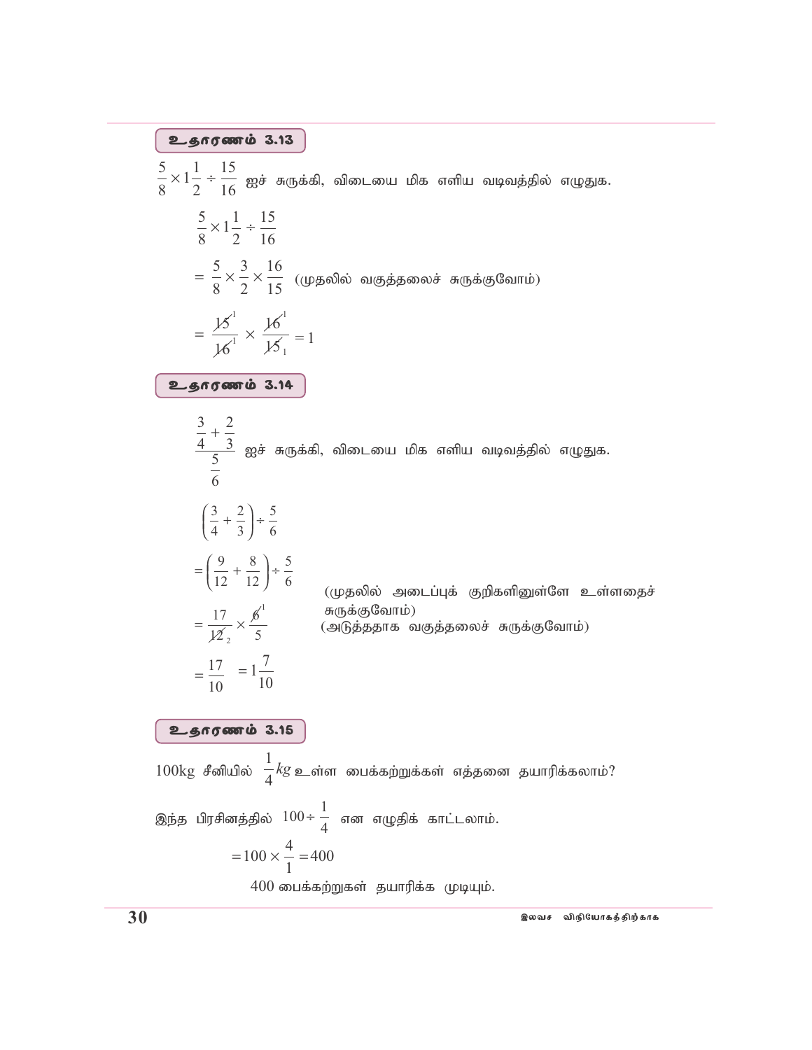### உதாரணம் 3.13

$\frac{5}{8} \times 1\frac{1}{2} \div \frac{15}{16}$ ஐச் சுருக்கி, விடையை மிக எளிய வடிவத்தில் எழுதுக.

$$\frac{5}{8} \times 1\frac{1}{2} \div \frac{15}{16}$$

$$= \frac{5}{8} \times \frac{3}{2} \times \frac{16}{15}$$ (முதலில் வகுத்தலைச் சுருக்குவோம்)

$$= \frac{\cancel{15}^{1}}{\cancel{16}^{1}} \times \frac{\cancel{16}^{1}}{\cancel{15}_{1}} = 1$$

### உதாரணம் 3.14

$\dfrac{\frac{3}{4} + \frac{2}{3}}{\frac{5}{6}}$ ஐச் சுருக்கி, விடையை மிக எளிய வடிவத்தில் எழுதுக.

$$\left(\frac{3}{4} + \frac{2}{3}\right) \div \frac{5}{6}$$

$$= \left(\frac{9}{12} + \frac{8}{12}\right) \div \frac{5}{6}$$ (முதலில் அடைப்புக் குறிகளினுள்ளே உள்ளதைச் சுருக்குவோம்)

$$= \frac{17}{\cancel{12}_{2}} \times \frac{\cancel{6}^{1}}{5}$$ (அடுத்ததாக வகுத்தலைச் சுருக்குவோம்)

$$= \frac{17}{10} = 1\frac{7}{10}$$

### உதாரணம் 3.15

100kg சீனியில் $\frac{1}{4}kg$ உள்ள பைக்கற்றுக்கள் எத்தனை தயாரிக்கலாம்?

இந்த பிரசினத்தில் $100 \div \frac{1}{4}$ என எழுதிக் காட்டலாம்.

$$= 100 \times \frac{4}{1} = 400$$

400 பைக்கற்றுகள் தயாரிக்க முடியும்.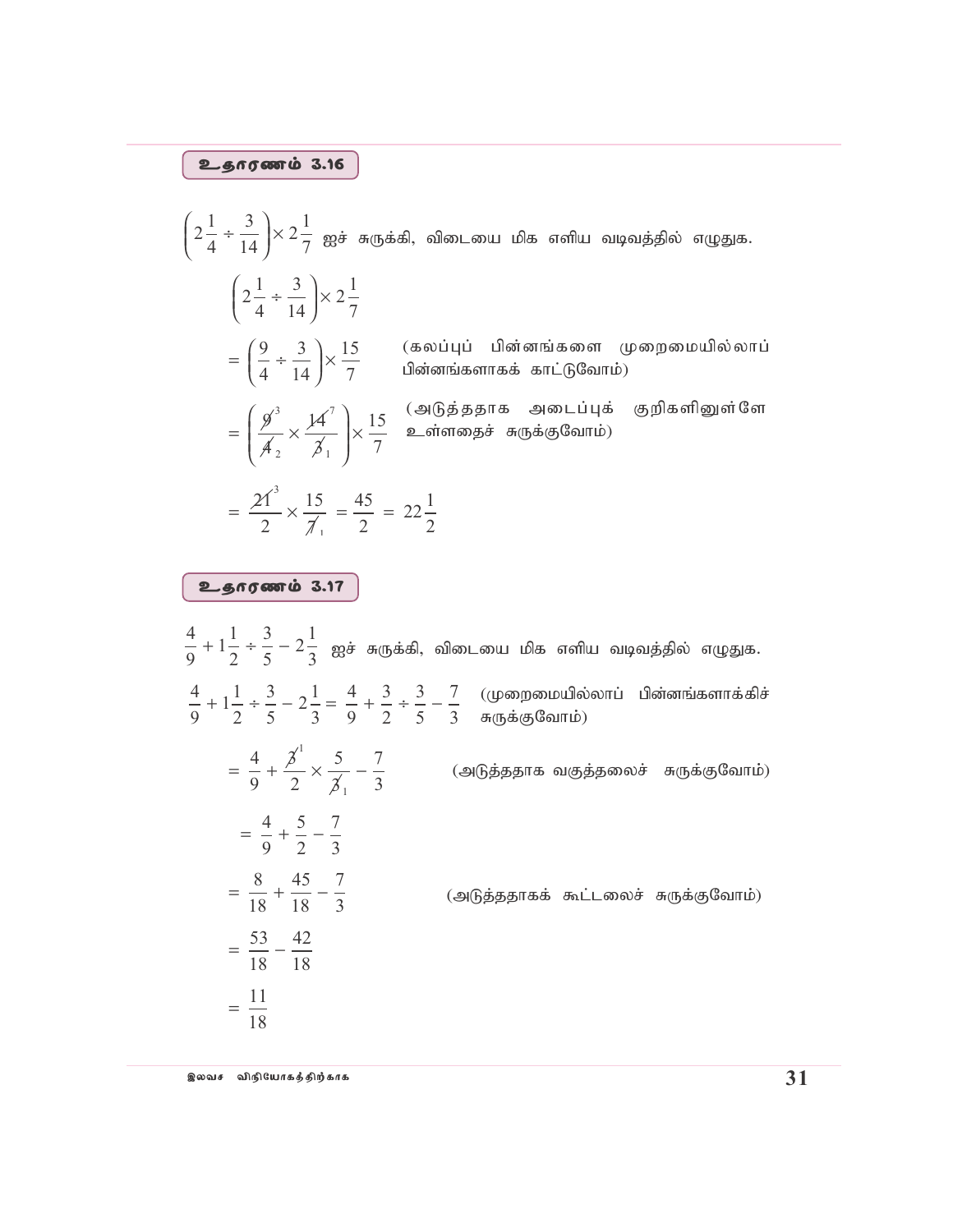**உதாரணம் 3.16**

$\left(2\frac{1}{4} \div \frac{3}{14}\right) \times 2\frac{1}{7}$ ஐச் சுருக்கி, விடையை மிக எளிய வடிவத்தில் எழுதுக.

$$\left(2\frac{1}{4} \div \frac{3}{14}\right) \times 2\frac{1}{7}$$

$$= \left(\frac{9}{4} \div \frac{3}{14}\right) \times \frac{15}{7}$$ (கலப்புப் பின்னங்களை முறைமையில்லாப் பின்னங்களாகக் காட்டுவோம்)

$$= \left(\frac{\cancel{9}^{3}}{\cancel{4}_{2}} \times \frac{\cancel{14}^{7}}{\cancel{3}_{1}}\right) \times \frac{15}{7}$$ (அடுத்ததாக அடைப்புக் குறிகளினுள்ளே உள்ளதைச் சுருக்குவோம்)

$$= \frac{\cancel{21}^{3}}{2} \times \frac{15}{\cancel{7}_{1}} = \frac{45}{2} = 22\frac{1}{2}$$

**உதாரணம் 3.17**

$\frac{4}{9} + 1\frac{1}{2} \div \frac{3}{5} - 2\frac{1}{3}$ ஐச் சுருக்கி, விடையை மிக எளிய வடிவத்தில் எழுதுக.

$$\frac{4}{9} + 1\frac{1}{2} \div \frac{3}{5} - 2\frac{1}{3} = \frac{4}{9} + \frac{3}{2} \div \frac{3}{5} - \frac{7}{3}$$ (முறைமையில்லாப் பின்னங்களாக்கிச் சுருக்குவோம்)

$$= \frac{4}{9} + \frac{\cancel{3}^{1}}{2} \times \frac{5}{\cancel{3}_{1}} - \frac{7}{3}$$ (அடுத்ததாக வகுத்தலைச் சுருக்குவோம்)

$$= \frac{4}{9} + \frac{5}{2} - \frac{7}{3}$$

$$= \frac{8}{18} + \frac{45}{18} - \frac{7}{3}$$ (அடுத்ததாகக் கூட்டலைச் சுருக்குவோம்)

$$= \frac{53}{18} - \frac{42}{18}$$

$$= \frac{11}{18}$$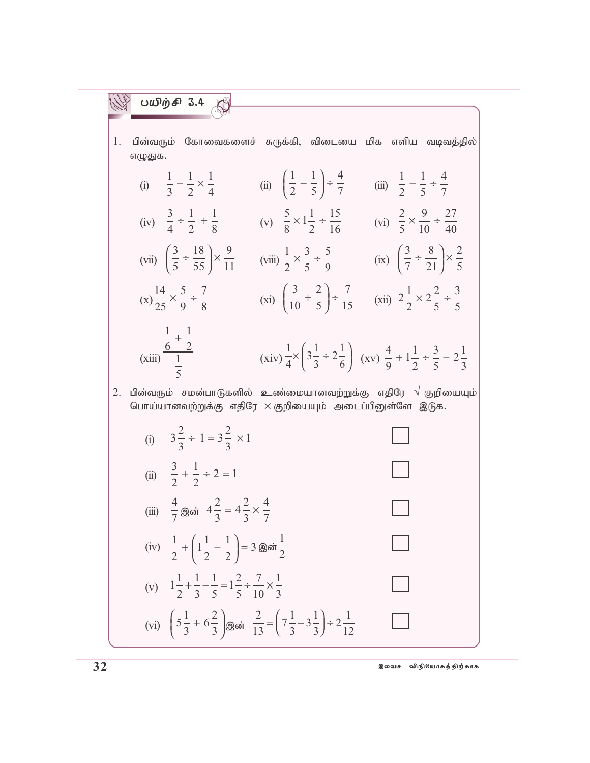## பயிற்சி 3.4

1. பின்வரும் கோவைகளைச் சுருக்கி, விடையை மிக எளிய வடிவத்தில் எழுதுக.

(i) $\frac{1}{3} - \frac{1}{2} \times \frac{1}{4}$ (ii) $\left(\frac{1}{2} - \frac{1}{5}\right) \div \frac{4}{7}$ (iii) $\frac{1}{2} - \frac{1}{5} \div \frac{4}{7}$

(iv) $\frac{3}{4} \div \frac{1}{2} + \frac{1}{8}$ (v) $\frac{5}{8} \times 1\frac{1}{2} \div \frac{15}{16}$ (vi) $\frac{2}{5} \times \frac{9}{10} \div \frac{27}{40}$

(vii) $\left(\frac{3}{5} \div \frac{18}{55}\right) \times \frac{9}{11}$ (viii) $\frac{1}{2} \times \frac{3}{5} \div \frac{5}{9}$ (ix) $\left(\frac{3}{7} \div \frac{8}{21}\right) \times \frac{2}{5}$

(x) $\frac{14}{25} \times \frac{5}{9} \div \frac{7}{8}$ (xi) $\left(\frac{3}{10} + \frac{2}{5}\right) \div \frac{7}{15}$ (xii) $2\frac{1}{2} \times 2\frac{2}{5} \div \frac{3}{5}$

(xiii) $\dfrac{\frac{1}{6} + \frac{1}{2}}{\frac{1}{5}}$ (xiv) $\frac{1}{4} \times \left(3\frac{1}{3} \div 2\frac{1}{6}\right)$ (xv) $\frac{4}{9} + 1\frac{1}{2} \div \frac{3}{5} - 2\frac{1}{3}$

2. பின்வரும் சமன்பாடுகளில் உண்மையானவற்றுக்கு எதிரே √ குறியையும் பொய்யானவற்றுக்கு எதிரே × குறியையும் அடைப்பினுள்ளே இடுக.

(i) $3\frac{2}{3} \div 1 = 3\frac{2}{3} \times 1$ ☐

(ii) $\frac{3}{2} + \frac{1}{2} \div 2 = 1$ ☐

(iii) $\frac{4}{7}$ இன் $4\frac{2}{3} = 4\frac{2}{3} \times \frac{4}{7}$ ☐

(iv) $\frac{1}{2} + \left(1\frac{1}{2} - \frac{1}{2}\right) = 3$ இன் $\frac{1}{2}$ ☐

(v) $1\frac{1}{2} + \frac{1}{3} - \frac{1}{5} = 1\frac{2}{5} \div \frac{7}{10} \times \frac{1}{3}$ ☐

(vi) $\left(5\frac{1}{3} + 6\frac{2}{3}\right)$ இன் $\frac{2}{13} = \left(7\frac{1}{3} - 3\frac{1}{3}\right) \div 2\frac{1}{12}$ ☐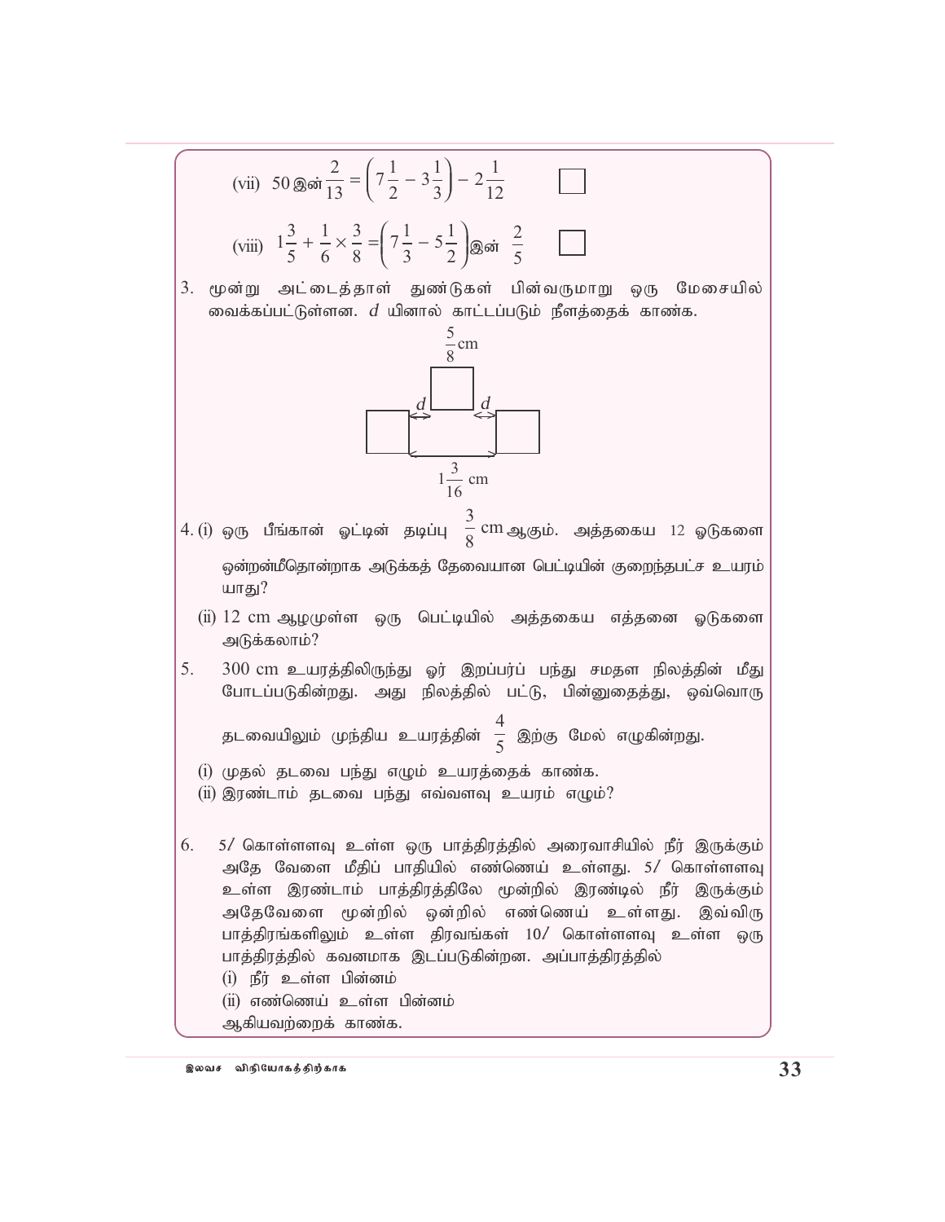(vii) $50$ இன் $\frac{2}{13} = \left(7\frac{1}{2} - 3\frac{1}{3}\right) - 2\frac{1}{12}$ ☐

(viii) $1\frac{3}{5} + \frac{1}{6} \times \frac{3}{8} = \left(7\frac{1}{3} - 5\frac{1}{2}\right)$இன் $\frac{2}{5}$ ☐

3. மூன்று அட்டைத்தாள் துண்டுகள் பின்வருமாறு ஒரு மேசையில் வைக்கப்பட்டுள்ளன. $d$ யினால் காட்டப்படும் நீளத்தைக் காண்க.

$\frac{5}{8}$ cm

$d$ $d$

$1\frac{3}{16}$ cm

4. (i) ஒரு பீங்கான் ஓட்டின் தடிப்பு $\frac{3}{8}$ cm ஆகும். அத்தகைய 12 ஓடுகளை ஒன்றன்மீதொன்றாக அடுக்கத் தேவையான பெட்டியின் குறைந்தபட்ச உயரம் யாது?

   (ii) 12 cm ஆழமுள்ள ஒரு பெட்டியில் அத்தகைய எத்தனை ஓடுகளை அடுக்கலாம்?

5. 300 cm உயரத்திலிருந்து ஓர் இறப்பர்ப் பந்து சமதள நிலத்தின் மீது போடப்படுகின்றது. அது நிலத்தில் பட்டு, பின்னுதைத்து, ஒவ்வொரு தடவையிலும் முந்திய உயரத்தின் $\frac{4}{5}$ இற்கு மேல் எழுகின்றது.

   (i) முதல் தடவை பந்து எழும் உயரத்தைக் காண்க.
   
   (ii) இரண்டாம் தடவை பந்து எவ்வளவு உயரம் எழும்?

6. 5*l* கொள்ளளவு உள்ள ஒரு பாத்திரத்தில் அரைவாசியில் நீர் இருக்கும் அதே வேளை மீதிப் பாதியில் எண்ணெய் உள்ளது. 5*l* கொள்ளளவு உள்ள இரண்டாம் பாத்திரத்திலே மூன்றில் இரண்டில் நீர் இருக்கும் அதேவேளை மூன்றில் ஒன்றில் எண்ணெய் உள்ளது. இவ்விரு பாத்திரங்களிலும் உள்ள திரவங்கள் 10*l* கொள்ளளவு உள்ள ஒரு பாத்திரத்தில் கவனமாக இடப்படுகின்றன. அப்பாத்திரத்தில்

   (i) நீர் உள்ள பின்னம்
   
   (ii) எண்ணெய் உள்ள பின்னம்
   
   ஆகியவற்றைக் காண்க.